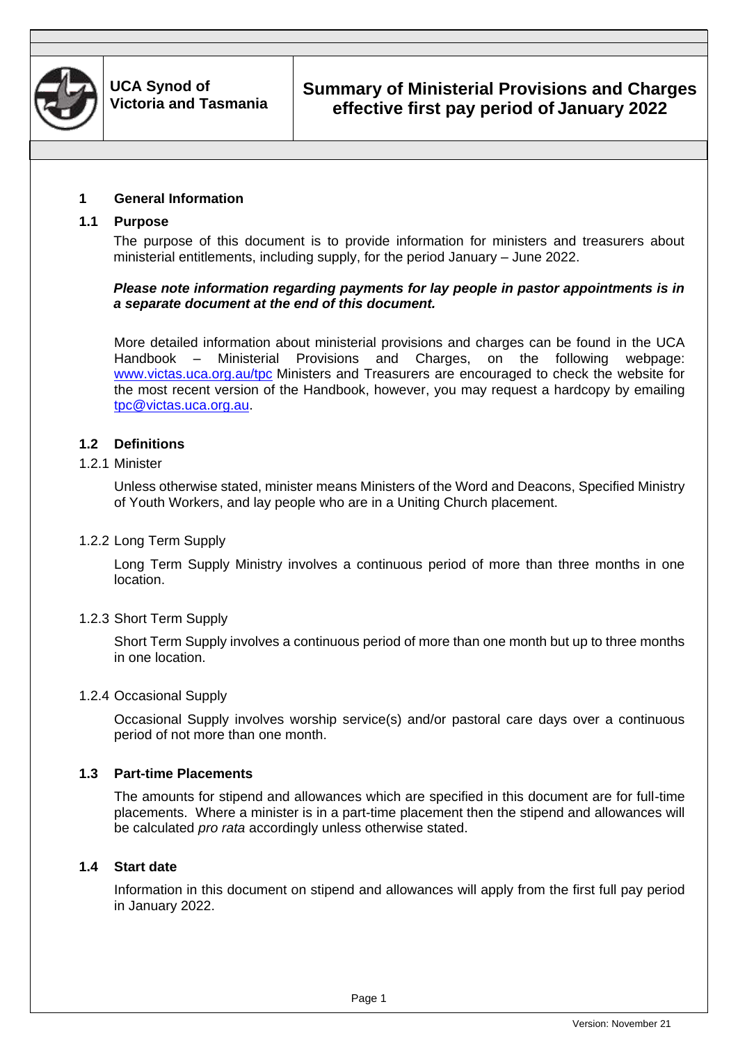**UCA Synod of Victoria and Tasmania**

# Summary of Ministerial Provisions and Charges effective first pay period of January 2022

## 1 General Information

### 1.1 Purpose

The purpose of this document is to provide information for ministers and treasurers about ministerial entitlements, including supply, for the period January – June 2022.

***Please note information regarding payments for lay people in pastor appointments is in a separate document at the end of this document.***

More detailed information about ministerial provisions and charges can be found in the UCA Handbook – Ministerial Provisions and Charges, on the following webpage: www.victas.uca.org.au/tpc Ministers and Treasurers are encouraged to check the website for the most recent version of the Handbook, however, you may request a hardcopy by emailing tpc@victas.uca.org.au.

### 1.2 Definitions

1.2.1 Minister

Unless otherwise stated, minister means Ministers of the Word and Deacons, Specified Ministry of Youth Workers, and lay people who are in a Uniting Church placement.

1.2.2 Long Term Supply

Long Term Supply Ministry involves a continuous period of more than three months in one location.

1.2.3 Short Term Supply

Short Term Supply involves a continuous period of more than one month but up to three months in one location.

1.2.4 Occasional Supply

Occasional Supply involves worship service(s) and/or pastoral care days over a continuous period of not more than one month.

### 1.3 Part-time Placements

The amounts for stipend and allowances which are specified in this document are for full-time placements. Where a minister is in a part-time placement then the stipend and allowances will be calculated *pro rata* accordingly unless otherwise stated.

### 1.4 Start date

Information in this document on stipend and allowances will apply from the first full pay period in January 2022.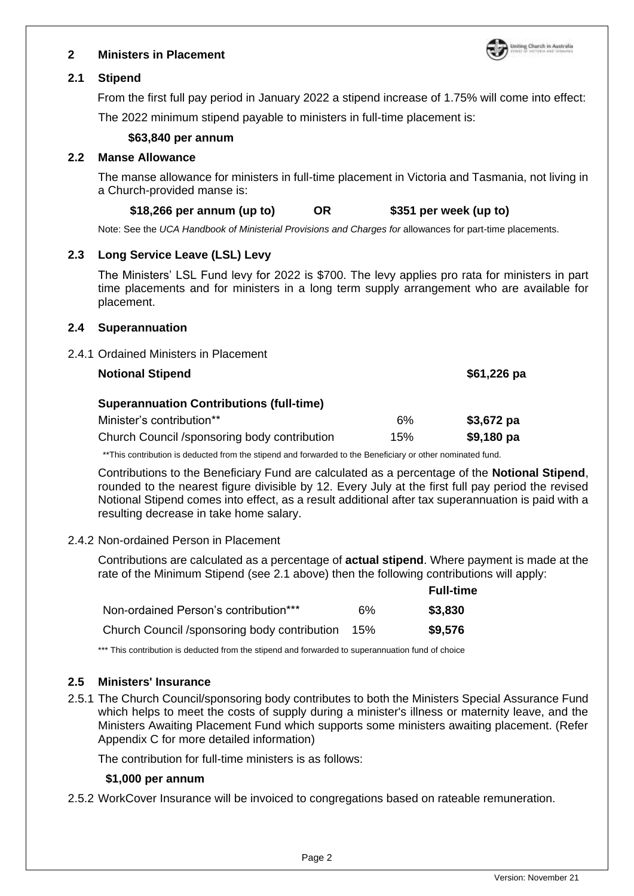## 2 Ministers in Placement

### 2.1 Stipend

From the first full pay period in January 2022 a stipend increase of 1.75% will come into effect:

The 2022 minimum stipend payable to ministers in full-time placement is:

**$63,840 per annum**

### 2.2 Manse Allowance

The manse allowance for ministers in full-time placement in Victoria and Tasmania, not living in a Church-provided manse is:

**$18,266 per annum (up to) OR $351 per week (up to)**

Note: See the *UCA Handbook of Ministerial Provisions and Charges for* allowances for part-time placements.

### 2.3 Long Service Leave (LSL) Levy

The Ministers' LSL Fund levy for 2022 is $700. The levy applies pro rata for ministers in part time placements and for ministers in a long term supply arrangement who are available for placement.

### 2.4 Superannuation

2.4.1 Ordained Ministers in Placement

**Notional Stipend** **$61,226 pa**

| **Superannuation Contributions (full-time)** | | |
|---|---|---|
| Minister's contribution** | 6% | **$3,672 pa** |
| Church Council /sponsoring body contribution | 15% | **$9,180 pa** |

**This contribution is deducted from the stipend and forwarded to the Beneficiary or other nominated fund.

Contributions to the Beneficiary Fund are calculated as a percentage of the **Notional Stipend**, rounded to the nearest figure divisible by 12. Every July at the first full pay period the revised Notional Stipend comes into effect, as a result additional after tax superannuation is paid with a resulting decrease in take home salary.

2.4.2 Non-ordained Person in Placement

Contributions are calculated as a percentage of **actual stipend**. Where payment is made at the rate of the Minimum Stipend (see 2.1 above) then the following contributions will apply:

| | | **Full-time** |
|---|---|---|
| Non-ordained Person's contribution*** | 6% | **$3,830** |
| Church Council /sponsoring body contribution | 15% | **$9,576** |

*** This contribution is deducted from the stipend and forwarded to superannuation fund of choice

### 2.5 Ministers' Insurance

2.5.1 The Church Council/sponsoring body contributes to both the Ministers Special Assurance Fund which helps to meet the costs of supply during a minister's illness or maternity leave, and the Ministers Awaiting Placement Fund which supports some ministers awaiting placement. (Refer Appendix C for more detailed information)

The contribution for full-time ministers is as follows:

**$1,000 per annum**

2.5.2 WorkCover Insurance will be invoiced to congregations based on rateable remuneration.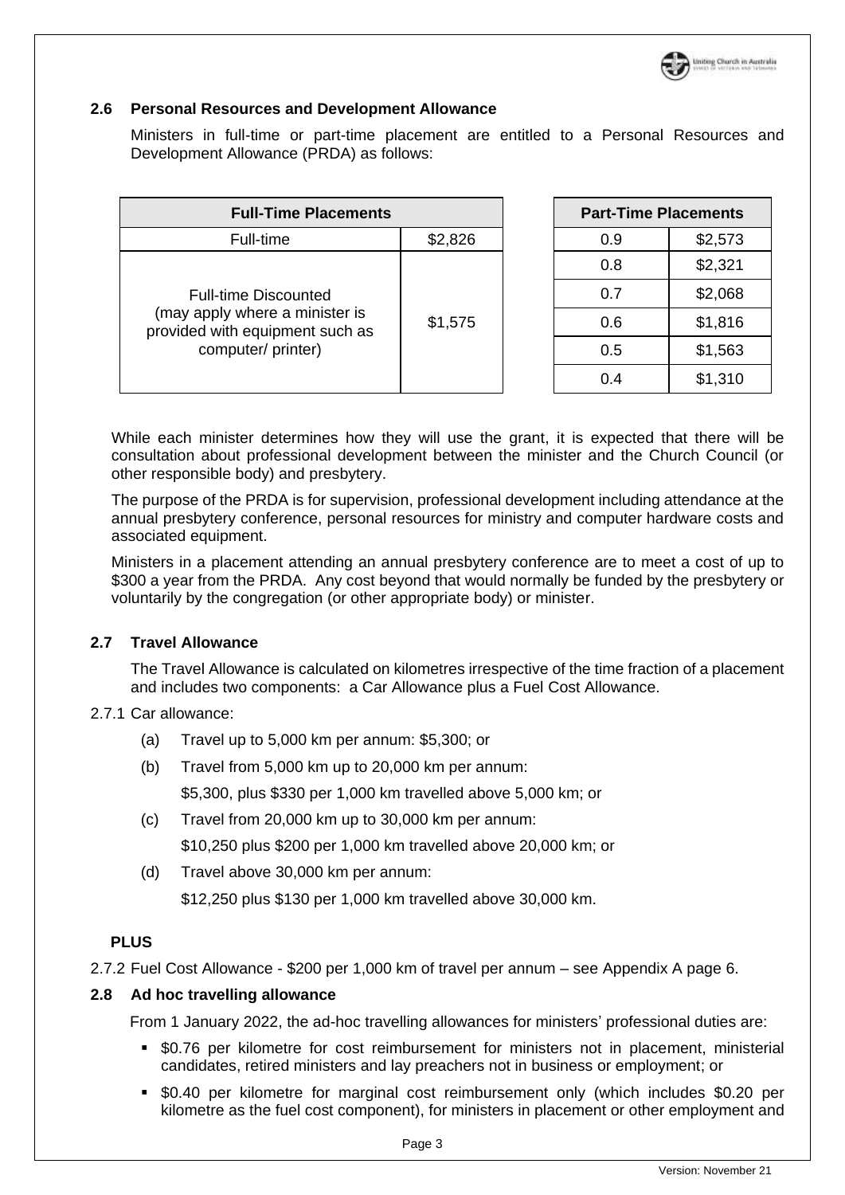### 2.6 Personal Resources and Development Allowance

Ministers in full-time or part-time placement are entitled to a Personal Resources and Development Allowance (PRDA) as follows:

| Full-Time Placements | |
|---|---|
| Full-time | $2,826 |
| Full-time Discounted (may apply where a minister is provided with equipment such as computer/ printer) | $1,575 |

| Part-Time Placements | |
|---|---|
| 0.9 | $2,573 |
| 0.8 | $2,321 |
| 0.7 | $2,068 |
| 0.6 | $1,816 |
| 0.5 | $1,563 |
| 0.4 | $1,310 |

While each minister determines how they will use the grant, it is expected that there will be consultation about professional development between the minister and the Church Council (or other responsible body) and presbytery.

The purpose of the PRDA is for supervision, professional development including attendance at the annual presbytery conference, personal resources for ministry and computer hardware costs and associated equipment.

Ministers in a placement attending an annual presbytery conference are to meet a cost of up to $300 a year from the PRDA. Any cost beyond that would normally be funded by the presbytery or voluntarily by the congregation (or other appropriate body) or minister.

### 2.7 Travel Allowance

The Travel Allowance is calculated on kilometres irrespective of the time fraction of a placement and includes two components: a Car Allowance plus a Fuel Cost Allowance.

2.7.1 Car allowance:

(a) Travel up to 5,000 km per annum: $5,300; or

(b) Travel from 5,000 km up to 20,000 km per annum:
$5,300, plus $330 per 1,000 km travelled above 5,000 km; or

(c) Travel from 20,000 km up to 30,000 km per annum:
$10,250 plus $200 per 1,000 km travelled above 20,000 km; or

(d) Travel above 30,000 km per annum:
$12,250 plus $130 per 1,000 km travelled above 30,000 km.

**PLUS**

2.7.2 Fuel Cost Allowance - $200 per 1,000 km of travel per annum – see Appendix A page 6.

### 2.8 Ad hoc travelling allowance

From 1 January 2022, the ad-hoc travelling allowances for ministers' professional duties are:

- $0.76 per kilometre for cost reimbursement for ministers not in placement, ministerial candidates, retired ministers and lay preachers not in business or employment; or
- $0.40 per kilometre for marginal cost reimbursement only (which includes $0.20 per kilometre as the fuel cost component), for ministers in placement or other employment and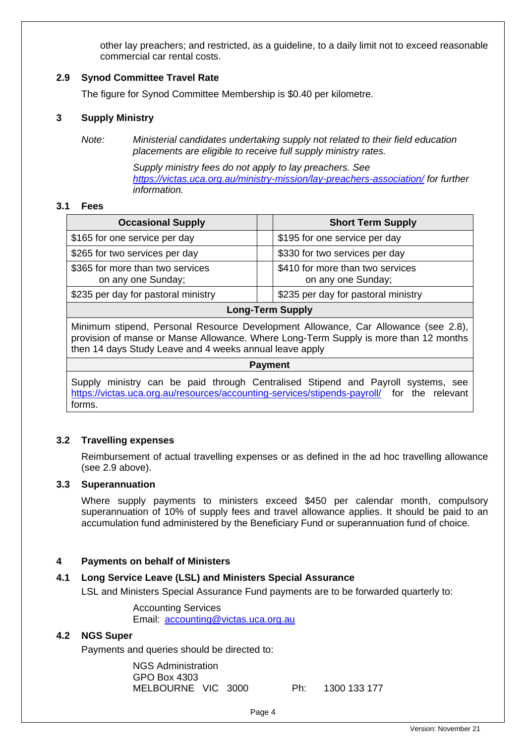other lay preachers; and restricted, as a guideline, to a daily limit not to exceed reasonable commercial car rental costs.

### 2.9 Synod Committee Travel Rate

The figure for Synod Committee Membership is $0.40 per kilometre.

## 3 Supply Ministry

*Note:* *Ministerial candidates undertaking supply not related to their field education placements are eligible to receive full supply ministry rates.*

*Supply ministry fees do not apply to lay preachers. See https://victas.uca.org.au/ministry-mission/lay-preachers-association/ for further information.*

### 3.1 Fees

| Occasional Supply | | Short Term Supply |
|---|---|---|
| $165 for one service per day | | $195 for one service per day |
| $265 for two services per day | | $330 for two services per day |
| $365 for more than two services on any one Sunday; | | $410 for more than two services on any one Sunday; |
| $235 per day for pastoral ministry | | $235 per day for pastoral ministry |
| **Long-Term Supply** | | |
| Minimum stipend, Personal Resource Development Allowance, Car Allowance (see 2.8), provision of manse or Manse Allowance. Where Long-Term Supply is more than 12 months then 14 days Study Leave and 4 weeks annual leave apply | | |
| **Payment** | | |
| Supply ministry can be paid through Centralised Stipend and Payroll systems, see https://victas.uca.org.au/resources/accounting-services/stipends-payroll/ for the relevant forms. | | |

### 3.2 Travelling expenses

Reimbursement of actual travelling expenses or as defined in the ad hoc travelling allowance (see 2.9 above).

### 3.3 Superannuation

Where supply payments to ministers exceed $450 per calendar month, compulsory superannuation of 10% of supply fees and travel allowance applies. It should be paid to an accumulation fund administered by the Beneficiary Fund or superannuation fund of choice.

## 4 Payments on behalf of Ministers

### 4.1 Long Service Leave (LSL) and Ministers Special Assurance

LSL and Ministers Special Assurance Fund payments are to be forwarded quarterly to:

Accounting Services
Email: accounting@victas.uca.org.au

### 4.2 NGS Super

Payments and queries should be directed to:

NGS Administration
GPO Box 4303
MELBOURNE VIC 3000 Ph: 1300 133 177

Version: November 21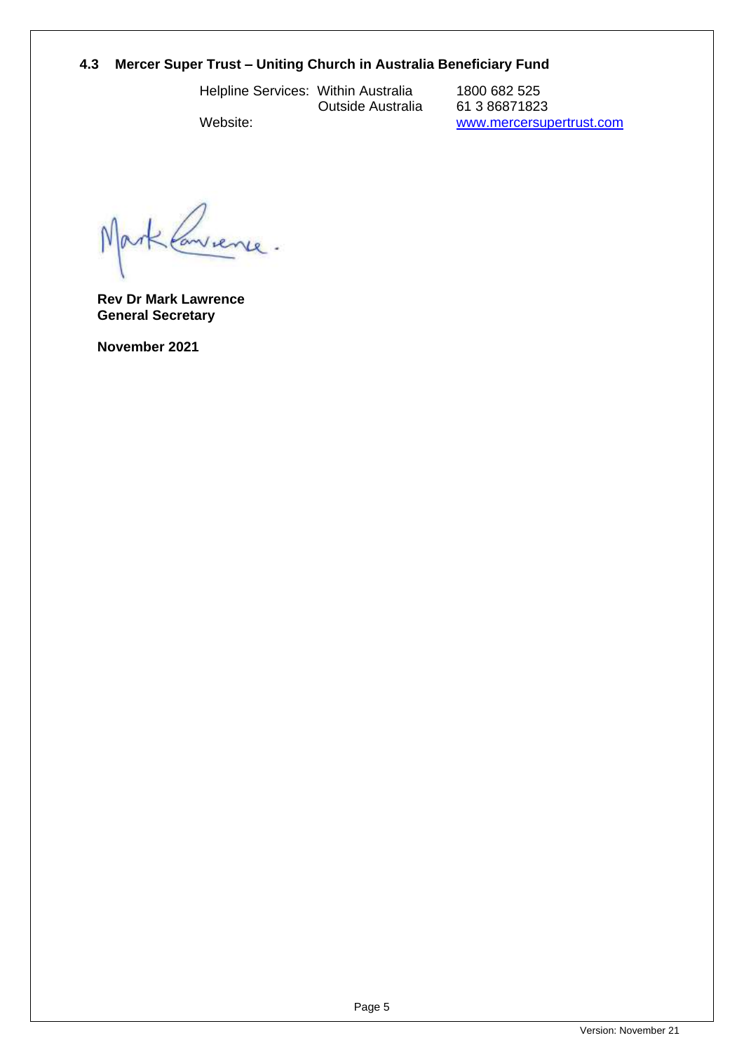### 4.3 Mercer Super Trust – Uniting Church in Australia Beneficiary Fund

| | | |
|---|---|---|
| Helpline Services: | Within Australia | 1800 682 525 |
| | Outside Australia | 61 3 86871823 |
| Website: | | www.mercersupertrust.com |

**Rev Dr Mark Lawrence**
**General Secretary**

**November 2021**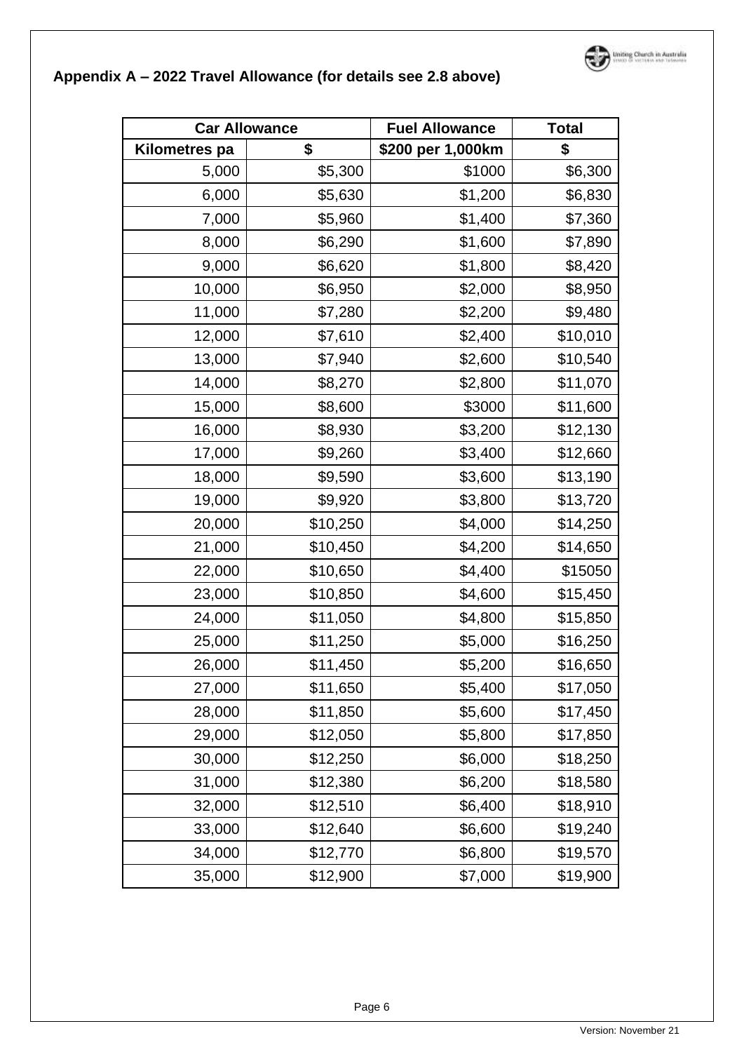## Appendix A – 2022 Travel Allowance (for details see 2.8 above)

| Car Allowance | | Fuel Allowance | Total |
|---|---|---|---|
| Kilometres pa | $ | $200 per 1,000km | $ |
| 5,000 | $5,300 | $1000 | $6,300 |
| 6,000 | $5,630 | $1,200 | $6,830 |
| 7,000 | $5,960 | $1,400 | $7,360 |
| 8,000 | $6,290 | $1,600 | $7,890 |
| 9,000 | $6,620 | $1,800 | $8,420 |
| 10,000 | $6,950 | $2,000 | $8,950 |
| 11,000 | $7,280 | $2,200 | $9,480 |
| 12,000 | $7,610 | $2,400 | $10,010 |
| 13,000 | $7,940 | $2,600 | $10,540 |
| 14,000 | $8,270 | $2,800 | $11,070 |
| 15,000 | $8,600 | $3000 | $11,600 |
| 16,000 | $8,930 | $3,200 | $12,130 |
| 17,000 | $9,260 | $3,400 | $12,660 |
| 18,000 | $9,590 | $3,600 | $13,190 |
| 19,000 | $9,920 | $3,800 | $13,720 |
| 20,000 | $10,250 | $4,000 | $14,250 |
| 21,000 | $10,450 | $4,200 | $14,650 |
| 22,000 | $10,650 | $4,400 | $15050 |
| 23,000 | $10,850 | $4,600 | $15,450 |
| 24,000 | $11,050 | $4,800 | $15,850 |
| 25,000 | $11,250 | $5,000 | $16,250 |
| 26,000 | $11,450 | $5,200 | $16,650 |
| 27,000 | $11,650 | $5,400 | $17,050 |
| 28,000 | $11,850 | $5,600 | $17,450 |
| 29,000 | $12,050 | $5,800 | $17,850 |
| 30,000 | $12,250 | $6,000 | $18,250 |
| 31,000 | $12,380 | $6,200 | $18,580 |
| 32,000 | $12,510 | $6,400 | $18,910 |
| 33,000 | $12,640 | $6,600 | $19,240 |
| 34,000 | $12,770 | $6,800 | $19,570 |
| 35,000 | $12,900 | $7,000 | $19,900 |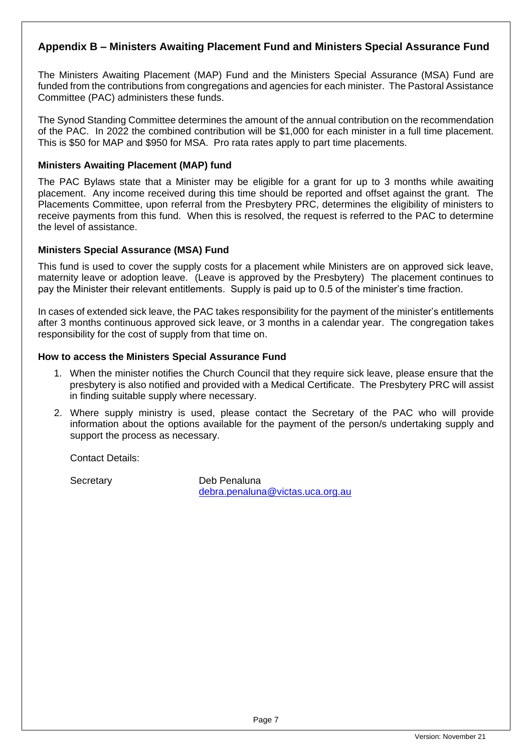## Appendix B – Ministers Awaiting Placement Fund and Ministers Special Assurance Fund

The Ministers Awaiting Placement (MAP) Fund and the Ministers Special Assurance (MSA) Fund are funded from the contributions from congregations and agencies for each minister. The Pastoral Assistance Committee (PAC) administers these funds.

The Synod Standing Committee determines the amount of the annual contribution on the recommendation of the PAC. In 2022 the combined contribution will be $1,000 for each minister in a full time placement. This is $50 for MAP and $950 for MSA. Pro rata rates apply to part time placements.

### Ministers Awaiting Placement (MAP) fund

The PAC Bylaws state that a Minister may be eligible for a grant for up to 3 months while awaiting placement. Any income received during this time should be reported and offset against the grant. The Placements Committee, upon referral from the Presbytery PRC, determines the eligibility of ministers to receive payments from this fund. When this is resolved, the request is referred to the PAC to determine the level of assistance.

### Ministers Special Assurance (MSA) Fund

This fund is used to cover the supply costs for a placement while Ministers are on approved sick leave, maternity leave or adoption leave. (Leave is approved by the Presbytery) The placement continues to pay the Minister their relevant entitlements. Supply is paid up to 0.5 of the minister's time fraction.

In cases of extended sick leave, the PAC takes responsibility for the payment of the minister's entitlements after 3 months continuous approved sick leave, or 3 months in a calendar year. The congregation takes responsibility for the cost of supply from that time on.

### How to access the Ministers Special Assurance Fund

1. When the minister notifies the Church Council that they require sick leave, please ensure that the presbytery is also notified and provided with a Medical Certificate. The Presbytery PRC will assist in finding suitable supply where necessary.
2. Where supply ministry is used, please contact the Secretary of the PAC who will provide information about the options available for the payment of the person/s undertaking supply and support the process as necessary.

   Contact Details:

   Secretary — Deb Penaluna
   debra.penaluna@victas.uca.org.au

Version: November 21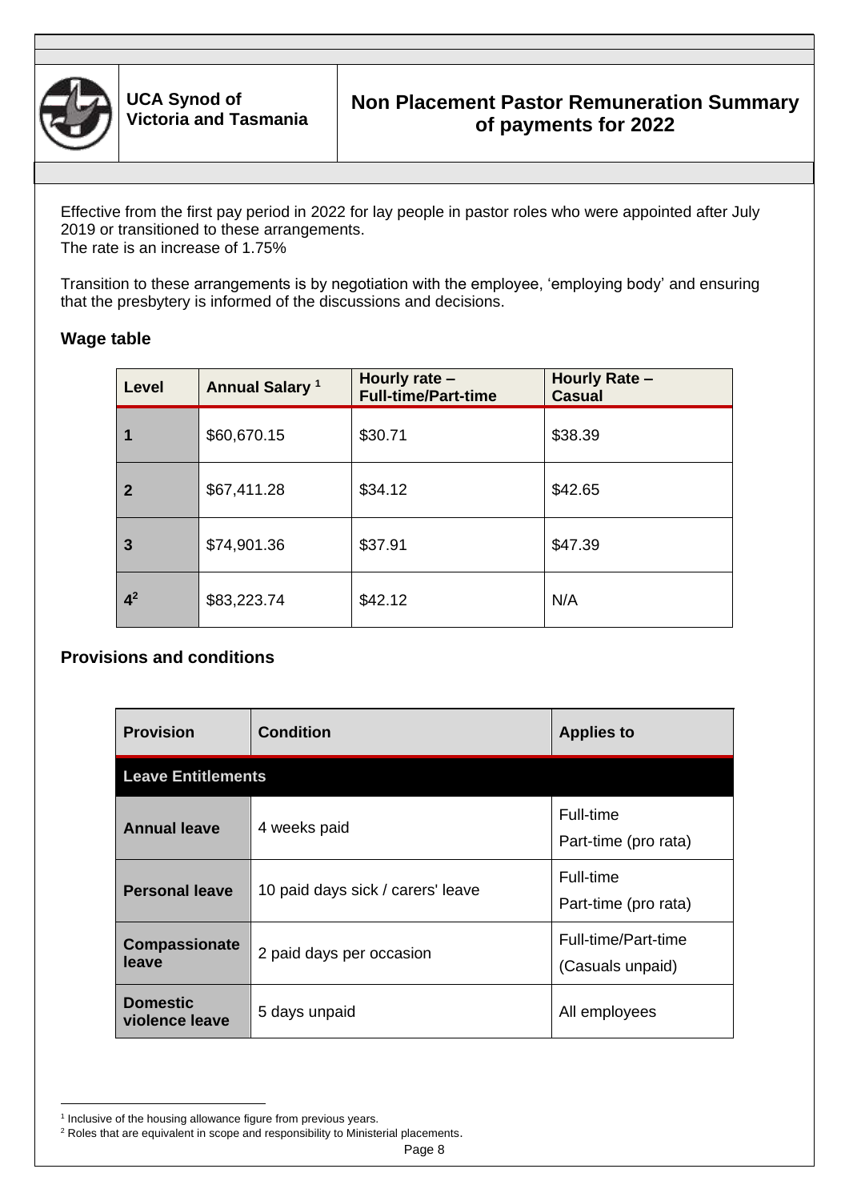UCA Synod of Victoria and Tasmania

# Non Placement Pastor Remuneration Summary of payments for 2022

Effective from the first pay period in 2022 for lay people in pastor roles who were appointed after July 2019 or transitioned to these arrangements.
The rate is an increase of 1.75%

Transition to these arrangements is by negotiation with the employee, 'employing body' and ensuring that the presbytery is informed of the discussions and decisions.

## Wage table

| Level | Annual Salary [1] | Hourly rate – Full-time/Part-time | Hourly Rate – Casual |
|---|---|---|---|
| 1 | $60,670.15 | $30.71 | $38.39 |
| 2 | $67,411.28 | $34.12 | $42.65 |
| 3 | $74,901.36 | $37.91 | $47.39 |
| 4[2] | $83,223.74 | $42.12 | N/A |

## Provisions and conditions

| Provision | Condition | Applies to |
|---|---|---|
| **Leave Entitlements** | | |
| **Annual leave** | 4 weeks paid | Full-time<br>Part-time (pro rata) |
| **Personal leave** | 10 paid days sick / carers' leave | Full-time<br>Part-time (pro rata) |
| **Compassionate leave** | 2 paid days per occasion | Full-time/Part-time<br>(Casuals unpaid) |
| **Domestic violence leave** | 5 days unpaid | All employees |

[1] Inclusive of the housing allowance figure from previous years.
[2] Roles that are equivalent in scope and responsibility to Ministerial placements.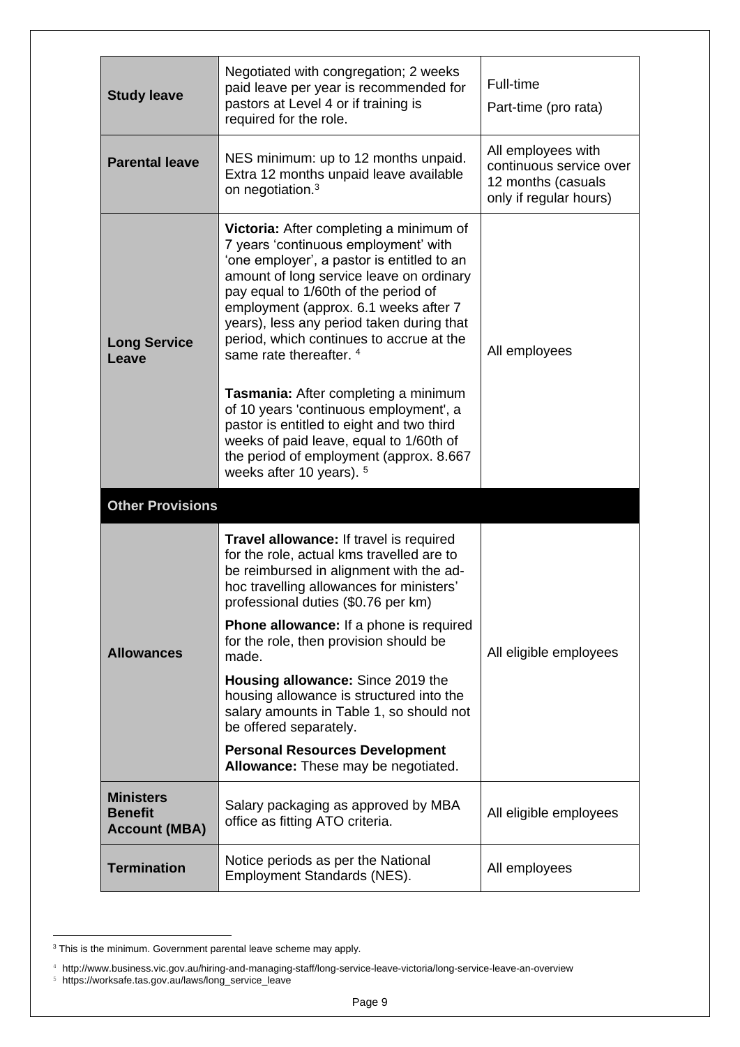| | | |
|---|---|---|
| **Study leave** | Negotiated with congregation; 2 weeks paid leave per year is recommended for pastors at Level 4 or if training is required for the role. | Full-time<br>Part-time (pro rata) |
| **Parental leave** | NES minimum: up to 12 months unpaid. Extra 12 months unpaid leave available on negotiation.[3] | All employees with continuous service over 12 months (casuals only if regular hours) |
| **Long Service Leave** | **Victoria:** After completing a minimum of 7 years 'continuous employment' with 'one employer', a pastor is entitled to an amount of long service leave on ordinary pay equal to 1/60th of the period of employment (approx. 6.1 weeks after 7 years), less any period taken during that period, which continues to accrue at the same rate thereafter. [4]<br><br>**Tasmania:** After completing a minimum of 10 years 'continuous employment', a pastor is entitled to eight and two third weeks of paid leave, equal to 1/60th of the period of employment (approx. 8.667 weeks after 10 years). [5] | All employees |
| **Other Provisions** | | |
| **Allowances** | **Travel allowance:** If travel is required for the role, actual kms travelled are to be reimbursed in alignment with the ad-hoc travelling allowances for ministers' professional duties ($0.76 per km)<br><br>**Phone allowance:** If a phone is required for the role, then provision should be made.<br><br>**Housing allowance:** Since 2019 the housing allowance is structured into the salary amounts in Table 1, so should not be offered separately.<br><br>**Personal Resources Development Allowance:** These may be negotiated. | All eligible employees |
| **Ministers Benefit Account (MBA)** | Salary packaging as approved by MBA office as fitting ATO criteria. | All eligible employees |
| **Termination** | Notice periods as per the National Employment Standards (NES). | All employees |

[3] This is the minimum. Government parental leave scheme may apply.

[4] http://www.business.vic.gov.au/hiring-and-managing-staff/long-service-leave-victoria/long-service-leave-an-overview

[5] https://worksafe.tas.gov.au/laws/long_service_leave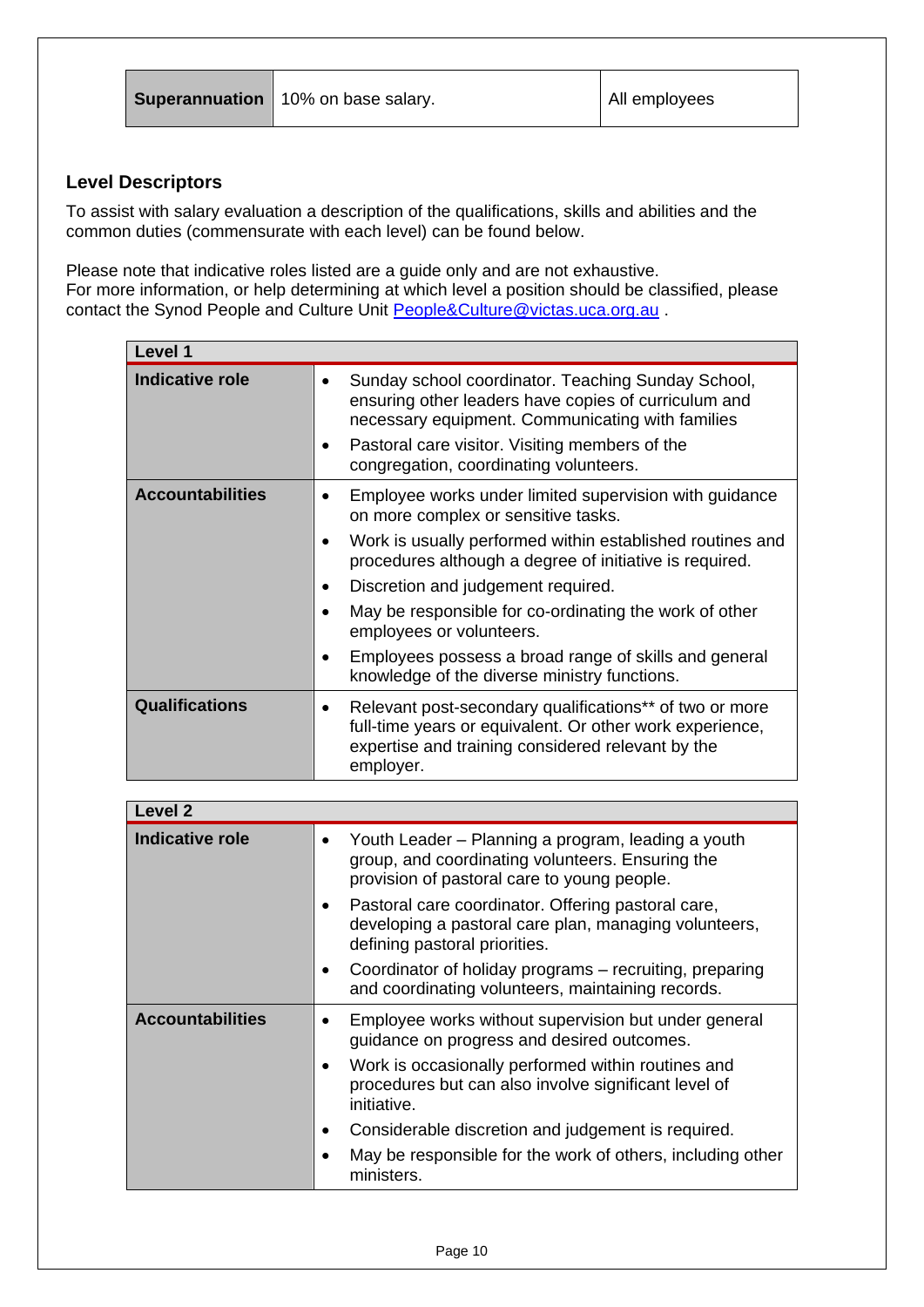| Superannuation | 10% on base salary. | All employees |
|---|---|---|

## Level Descriptors

To assist with salary evaluation a description of the qualifications, skills and abilities and the common duties (commensurate with each level) can be found below.

Please note that indicative roles listed are a guide only and are not exhaustive.
For more information, or help determining at which level a position should be classified, please contact the Synod People and Culture Unit People&Culture@victas.uca.org.au .

| Level 1 | |
|---|---|
| **Indicative role** | • Sunday school coordinator. Teaching Sunday School, ensuring other leaders have copies of curriculum and necessary equipment. Communicating with families<br>• Pastoral care visitor. Visiting members of the congregation, coordinating volunteers. |
| **Accountabilities** | • Employee works under limited supervision with guidance on more complex or sensitive tasks.<br>• Work is usually performed within established routines and procedures although a degree of initiative is required.<br>• Discretion and judgement required.<br>• May be responsible for co-ordinating the work of other employees or volunteers.<br>• Employees possess a broad range of skills and general knowledge of the diverse ministry functions. |
| **Qualifications** | • Relevant post-secondary qualifications** of two or more full-time years or equivalent. Or other work experience, expertise and training considered relevant by the employer. |

| Level 2 | |
|---|---|
| **Indicative role** | • Youth Leader – Planning a program, leading a youth group, and coordinating volunteers. Ensuring the provision of pastoral care to young people.<br>• Pastoral care coordinator. Offering pastoral care, developing a pastoral care plan, managing volunteers, defining pastoral priorities.<br>• Coordinator of holiday programs – recruiting, preparing and coordinating volunteers, maintaining records. |
| **Accountabilities** | • Employee works without supervision but under general guidance on progress and desired outcomes.<br>• Work is occasionally performed within routines and procedures but can also involve significant level of initiative.<br>• Considerable discretion and judgement is required.<br>• May be responsible for the work of others, including other ministers. |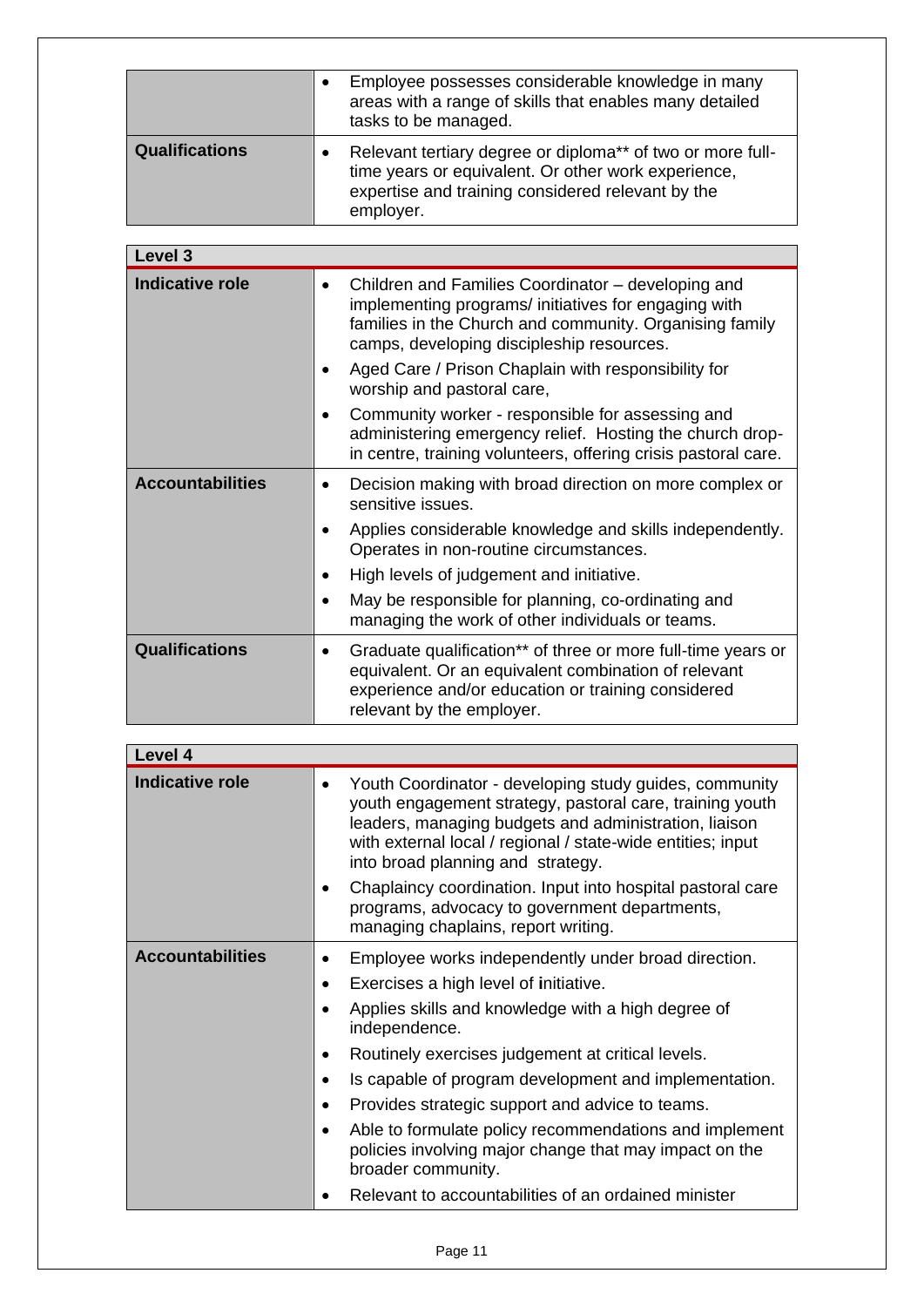| | |
|---|---|
| | • Employee possesses considerable knowledge in many areas with a range of skills that enables many detailed tasks to be managed. |
| **Qualifications** | • Relevant tertiary degree or diploma** of two or more full-time years or equivalent. Or other work experience, expertise and training considered relevant by the employer. |

| **Level 3** | |
|---|---|
| **Indicative role** | • Children and Families Coordinator – developing and implementing programs/ initiatives for engaging with families in the Church and community. Organising family camps, developing discipleship resources.<br>• Aged Care / Prison Chaplain with responsibility for worship and pastoral care,<br>• Community worker - responsible for assessing and administering emergency relief. Hosting the church drop-in centre, training volunteers, offering crisis pastoral care. |
| **Accountabilities** | • Decision making with broad direction on more complex or sensitive issues.<br>• Applies considerable knowledge and skills independently. Operates in non-routine circumstances.<br>• High levels of judgement and initiative.<br>• May be responsible for planning, co-ordinating and managing the work of other individuals or teams. |
| **Qualifications** | • Graduate qualification** of three or more full-time years or equivalent. Or an equivalent combination of relevant experience and/or education or training considered relevant by the employer. |

| **Level 4** | |
|---|---|
| **Indicative role** | • Youth Coordinator - developing study guides, community youth engagement strategy, pastoral care, training youth leaders, managing budgets and administration, liaison with external local / regional / state-wide entities; input into broad planning and strategy.<br>• Chaplaincy coordination. Input into hospital pastoral care programs, advocacy to government departments, managing chaplains, report writing. |
| **Accountabilities** | • Employee works independently under broad direction.<br>• Exercises a high level of initiative.<br>• Applies skills and knowledge with a high degree of independence.<br>• Routinely exercises judgement at critical levels.<br>• Is capable of program development and implementation.<br>• Provides strategic support and advice to teams.<br>• Able to formulate policy recommendations and implement policies involving major change that may impact on the broader community.<br>• Relevant to accountabilities of an ordained minister |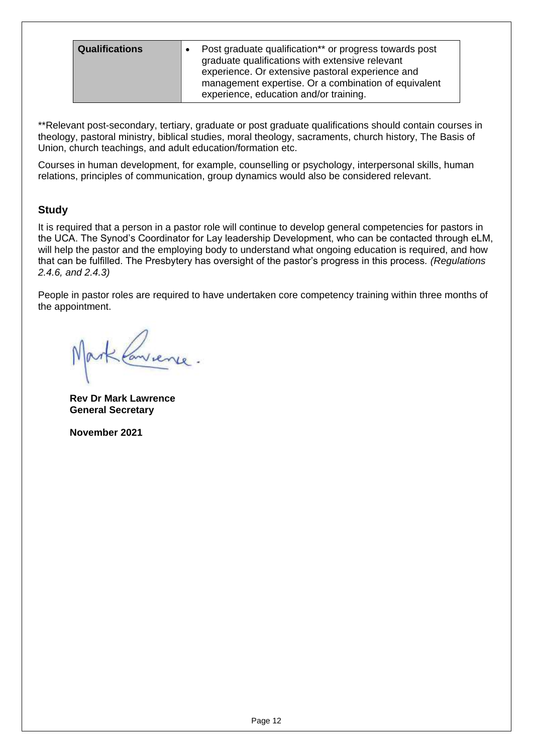| **Qualifications** | • Post graduate qualification** or progress towards post graduate qualifications with extensive relevant experience. Or extensive pastoral experience and management expertise. Or a combination of equivalent experience, education and/or training. |
|---|---|

**Relevant post-secondary, tertiary, graduate or post graduate qualifications should contain courses in theology, pastoral ministry, biblical studies, moral theology, sacraments, church history, The Basis of Union, church teachings, and adult education/formation etc.

Courses in human development, for example, counselling or psychology, interpersonal skills, human relations, principles of communication, group dynamics would also be considered relevant.

## Study

It is required that a person in a pastor role will continue to develop general competencies for pastors in the UCA. The Synod's Coordinator for Lay leadership Development, who can be contacted through eLM, will help the pastor and the employing body to understand what ongoing education is required, and how that can be fulfilled. The Presbytery has oversight of the pastor's progress in this process. *(Regulations 2.4.6, and 2.4.3)*

People in pastor roles are required to have undertaken core competency training within three months of the appointment.

Mark Lawrence.

**Rev Dr Mark Lawrence**
**General Secretary**

**November 2021**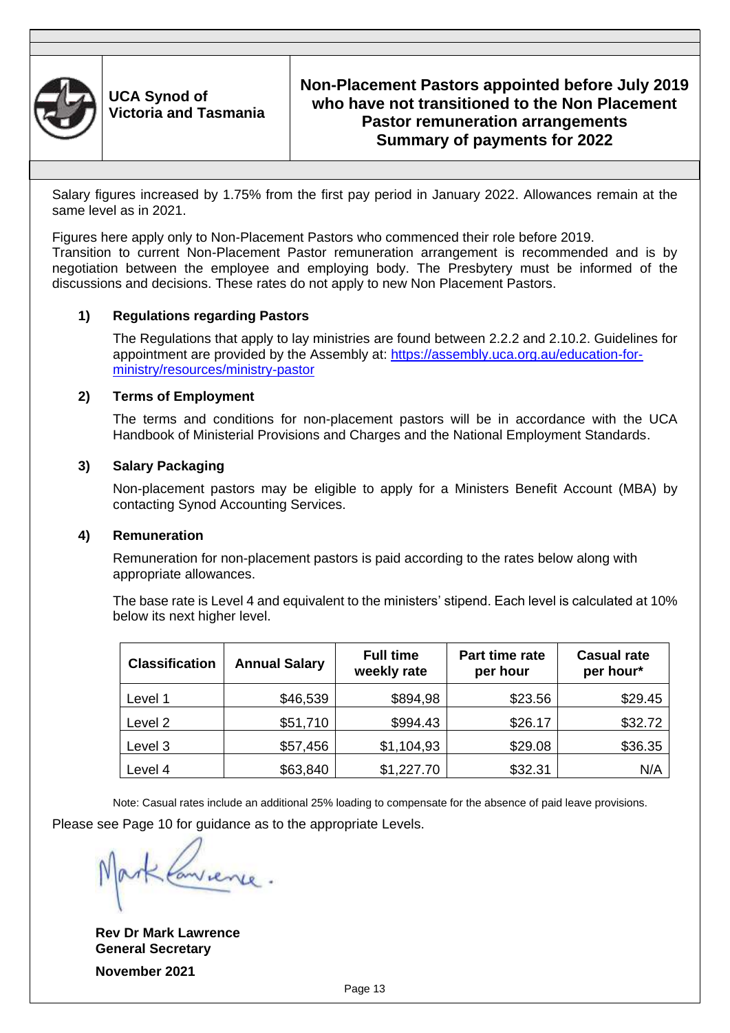**UCA Synod of Victoria and Tasmania**

# Non-Placement Pastors appointed before July 2019 who have not transitioned to the Non Placement Pastor remuneration arrangements Summary of payments for 2022

Salary figures increased by 1.75% from the first pay period in January 2022. Allowances remain at the same level as in 2021.

Figures here apply only to Non-Placement Pastors who commenced their role before 2019.
Transition to current Non-Placement Pastor remuneration arrangement is recommended and is by negotiation between the employee and employing body. The Presbytery must be informed of the discussions and decisions. These rates do not apply to new Non Placement Pastors.

### 1) Regulations regarding Pastors

The Regulations that apply to lay ministries are found between 2.2.2 and 2.10.2. Guidelines for appointment are provided by the Assembly at: [https://assembly.uca.org.au/education-for-ministry/resources/ministry-pastor](https://assembly.uca.org.au/education-for-ministry/resources/ministry-pastor)

### 2) Terms of Employment

The terms and conditions for non-placement pastors will be in accordance with the UCA Handbook of Ministerial Provisions and Charges and the National Employment Standards.

### 3) Salary Packaging

Non-placement pastors may be eligible to apply for a Ministers Benefit Account (MBA) by contacting Synod Accounting Services.

### 4) Remuneration

Remuneration for non-placement pastors is paid according to the rates below along with appropriate allowances.

The base rate is Level 4 and equivalent to the ministers' stipend. Each level is calculated at 10% below its next higher level.

| Classification | Annual Salary | Full time weekly rate | Part time rate per hour | Casual rate per hour* |
|---|---|---|---|---|
| Level 1 | $46,539 | $894,98 | $23.56 | $29.45 |
| Level 2 | $51,710 | $994.43 | $26.17 | $32.72 |
| Level 3 | $57,456 | $1,104,93 | $29.08 | $36.35 |
| Level 4 | $63,840 | $1,227.70 | $32.31 | N/A |

Note: Casual rates include an additional 25% loading to compensate for the absence of paid leave provisions.

Please see Page 10 for guidance as to the appropriate Levels.

**Rev Dr Mark Lawrence**
**General Secretary**

**November 2021**